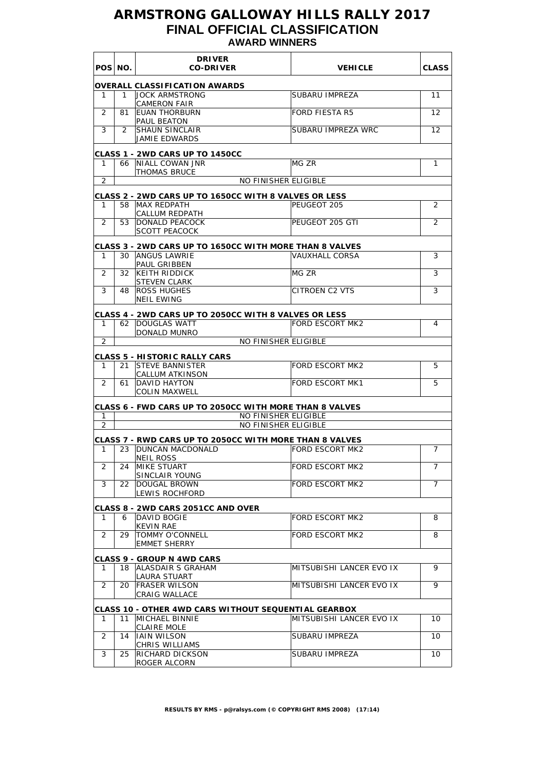# ARMSTRONG GALLOWAY HILLS RALLY 2017

## FINAL OFFICIAL CLASSIFICATION

### AWARD WINNERS

| POS | NO. | DRIVER / CO-DRIVER | VEHICLE | CLASS |
|---|---|---|---|---|
| **OVERALL CLASSIFICATION AWARDS** | | | | |
| 1 | 1 | JOCK ARMSTRONG / CAMERON FAIR | SUBARU IMPREZA | 11 |
| 2 | 81 | EUAN THORBURN / PAUL BEATON | FORD FIESTA R5 | 12 |
| 3 | 2 | SHAUN SINCLAIR / JAMIE EDWARDS | SUBARU IMPREZA WRC | 12 |
| **CLASS 1 - 2WD CARS UP TO 1450CC** | | | | |
| 1 | 66 | NIALL COWAN JNR / THOMAS BRUCE | MG ZR | 1 |
| 2 | | NO FINISHER ELIGIBLE | | |
| **CLASS 2 - 2WD CARS UP TO 1650CC WITH 8 VALVES OR LESS** | | | | |
| 1 | 58 | MAX REDPATH / CALLUM REDPATH | PEUGEOT 205 | 2 |
| 2 | 53 | DONALD PEACOCK / SCOTT PEACOCK | PEUGEOT 205 GTI | 2 |
| **CLASS 3 - 2WD CARS UP TO 1650CC WITH MORE THAN 8 VALVES** | | | | |
| 1 | 30 | ANGUS LAWRIE / PAUL GRIBBEN | VAUXHALL CORSA | 3 |
| 2 | 32 | KEITH RIDDICK / STEVEN CLARK | MG ZR | 3 |
| 3 | 48 | ROSS HUGHES / NEIL EWING | CITROEN C2 VTS | 3 |
| **CLASS 4 - 2WD CARS UP TO 2050CC WITH 8 VALVES OR LESS** | | | | |
| 1 | 62 | DOUGLAS WATT / DONALD MUNRO | FORD ESCORT MK2 | 4 |
| 2 | | NO FINISHER ELIGIBLE | | |
| **CLASS 5 - HISTORIC RALLY CARS** | | | | |
| 1 | 21 | STEVE BANNISTER / CALLUM ATKINSON | FORD ESCORT MK2 | 5 |
| 2 | 61 | DAVID HAYTON / COLIN MAXWELL | FORD ESCORT MK1 | 5 |
| **CLASS 6 - FWD CARS UP TO 2050CC WITH MORE THAN 8 VALVES** | | | | |
| 1 | | NO FINISHER ELIGIBLE | | |
| 2 | | NO FINISHER ELIGIBLE | | |
| **CLASS 7 - RWD CARS UP TO 2050CC WITH MORE THAN 8 VALVES** | | | | |
| 1 | 23 | DUNCAN MACDONALD / NEIL ROSS | FORD ESCORT MK2 | 7 |
| 2 | 24 | MIKE STUART / SINCLAIR YOUNG | FORD ESCORT MK2 | 7 |
| 3 | 22 | DOUGAL BROWN / LEWIS ROCHFORD | FORD ESCORT MK2 | 7 |
| **CLASS 8 - 2WD CARS 2051CC AND OVER** | | | | |
| 1 | 6 | DAVID BOGIE / KEVIN RAE | FORD ESCORT MK2 | 8 |
| 2 | 29 | TOMMY O'CONNELL / EMMET SHERRY | FORD ESCORT MK2 | 8 |
| **CLASS 9 - GROUP N 4WD CARS** | | | | |
| 1 | 18 | ALASDAIR S GRAHAM / LAURA STUART | MITSUBISHI LANCER EVO IX | 9 |
| 2 | 20 | FRASER WILSON / CRAIG WALLACE | MITSUBISHI LANCER EVO IX | 9 |
| **CLASS 10 - OTHER 4WD CARS WITHOUT SEQUENTIAL GEARBOX** | | | | |
| 1 | 11 | MICHAEL BINNIE / CLAIRE MOLE | MITSUBISHI LANCER EVO IX | 10 |
| 2 | 14 | IAIN WILSON / CHRIS WILLIAMS | SUBARU IMPREZA | 10 |
| 3 | 25 | RICHARD DICKSON / ROGER ALCORN | SUBARU IMPREZA | 10 |

**RESULTS BY RMS - p@ralsys.com (© COPYRIGHT RMS 2008) (17:14)**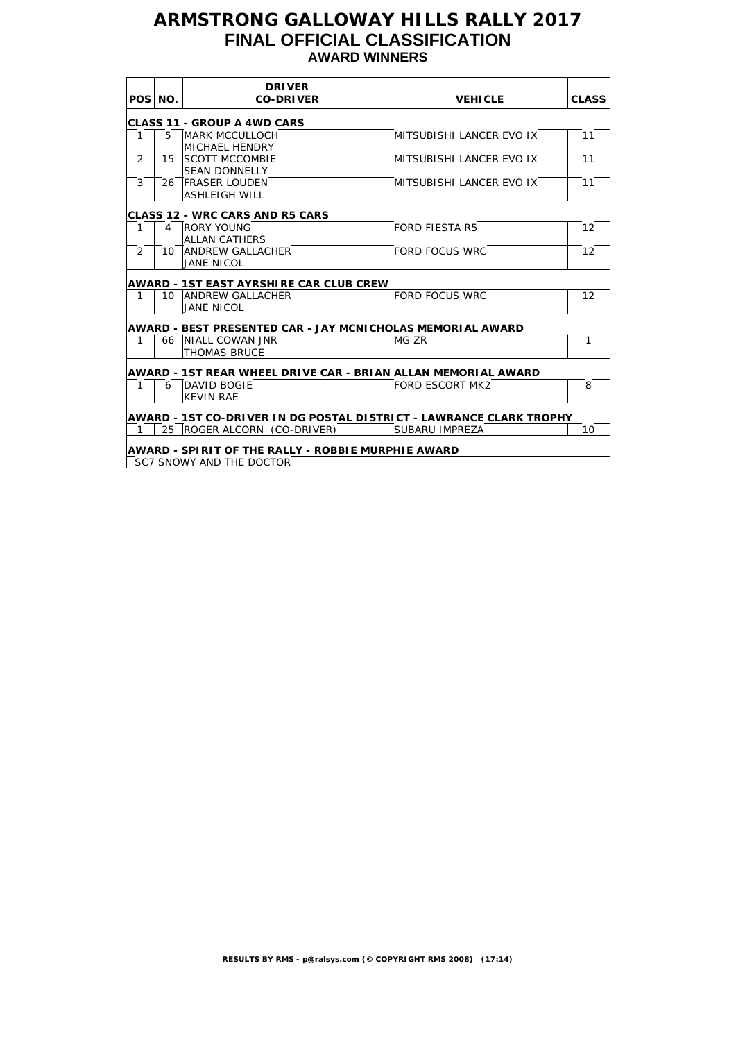# ARMSTRONG GALLOWAY HILLS RALLY 2017
## FINAL OFFICIAL CLASSIFICATION
### AWARD WINNERS

| POS | NO. | DRIVER / CO-DRIVER | VEHICLE | CLASS |
|---|---|---|---|---|
| **CLASS 11 - GROUP A 4WD CARS** | | | | |
| 1 | 5 | MARK MCCULLOCH<br>MICHAEL HENDRY | MITSUBISHI LANCER EVO IX | 11 |
| 2 | 15 | SCOTT MCCOMBIE<br>SEAN DONNELLY | MITSUBISHI LANCER EVO IX | 11 |
| 3 | 26 | FRASER LOUDEN<br>ASHLEIGH WILL | MITSUBISHI LANCER EVO IX | 11 |
| **CLASS 12 - WRC CARS AND R5 CARS** | | | | |
| 1 | 4 | RORY YOUNG<br>ALLAN CATHERS | FORD FIESTA R5 | 12 |
| 2 | 10 | ANDREW GALLACHER<br>JANE NICOL | FORD FOCUS WRC | 12 |
| **AWARD - 1ST EAST AYRSHIRE CAR CLUB CREW** | | | | |
| 1 | 10 | ANDREW GALLACHER<br>JANE NICOL | FORD FOCUS WRC | 12 |
| **AWARD - BEST PRESENTED CAR - JAY MCNICHOLAS MEMORIAL AWARD** | | | | |
| 1 | 66 | NIALL COWAN JNR<br>THOMAS BRUCE | MG ZR | 1 |
| **AWARD - 1ST REAR WHEEL DRIVE CAR - BRIAN ALLAN MEMORIAL AWARD** | | | | |
| 1 | 6 | DAVID BOGIE<br>KEVIN RAE | FORD ESCORT MK2 | 8 |
| **AWARD - 1ST CO-DRIVER IN DG POSTAL DISTRICT - LAWRANCE CLARK TROPHY** | | | | |
| 1 | 25 | ROGER ALCORN (CO-DRIVER) | SUBARU IMPREZA | 10 |
| **AWARD - SPIRIT OF THE RALLY - ROBBIE MURPHIE AWARD** | | | | |
| SC7 SNOWY AND THE DOCTOR | | | | |

**RESULTS BY RMS - p@ralsys.com (© COPYRIGHT RMS 2008) (17:14)**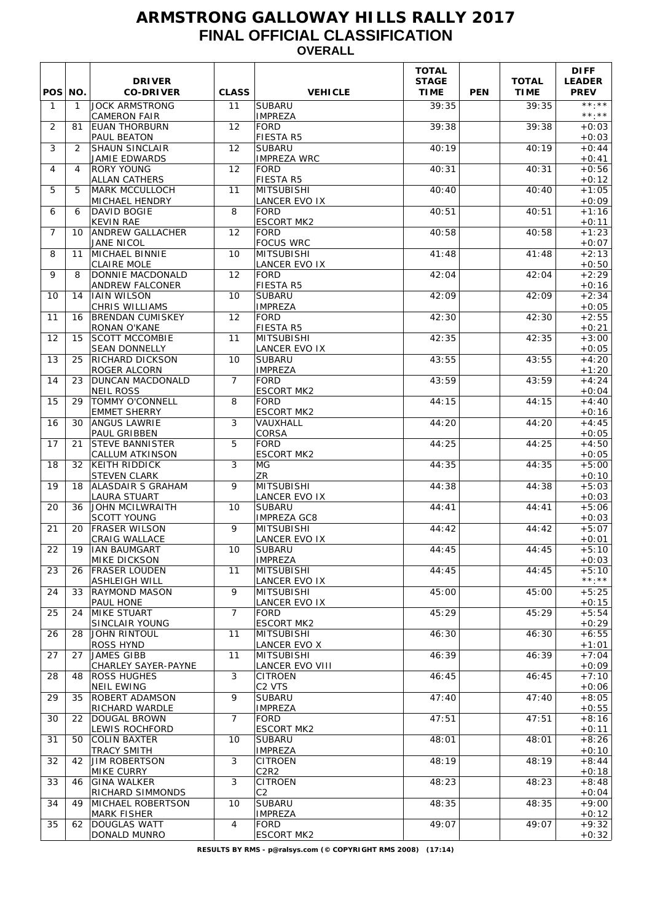# ARMSTRONG GALLOWAY HILLS RALLY 2017

## FINAL OFFICIAL CLASSIFICATION

### OVERALL

| POS | NO. | DRIVER<br>CO-DRIVER | CLASS | VEHICLE | TOTAL STAGE TIME | PEN | TOTAL TIME | DIFF LEADER PREV |
|---|---|---|---|---|---|---|---|---|
| 1 | 1 | JOCK ARMSTRONG<br>CAMERON FAIR | 11 | SUBARU<br>IMPREZA | 39:35 | | 39:35 | **:**<br>**:** |
| 2 | 81 | EUAN THORBURN<br>PAUL BEATON | 12 | FORD<br>FIESTA R5 | 39:38 | | 39:38 | +0:03<br>+0:03 |
| 3 | 2 | SHAUN SINCLAIR<br>JAMIE EDWARDS | 12 | SUBARU<br>IMPREZA WRC | 40:19 | | 40:19 | +0:44<br>+0:41 |
| 4 | 4 | RORY YOUNG<br>ALLAN CATHERS | 12 | FORD<br>FIESTA R5 | 40:31 | | 40:31 | +0:56<br>+0:12 |
| 5 | 5 | MARK MCCULLOCH<br>MICHAEL HENDRY | 11 | MITSUBISHI<br>LANCER EVO IX | 40:40 | | 40:40 | +1:05<br>+0:09 |
| 6 | 6 | DAVID BOGIE<br>KEVIN RAE | 8 | FORD<br>ESCORT MK2 | 40:51 | | 40:51 | +1:16<br>+0:11 |
| 7 | 10 | ANDREW GALLACHER<br>JANE NICOL | 12 | FORD<br>FOCUS WRC | 40:58 | | 40:58 | +1:23<br>+0:07 |
| 8 | 11 | MICHAEL BINNIE<br>CLAIRE MOLE | 10 | MITSUBISHI<br>LANCER EVO IX | 41:48 | | 41:48 | +2:13<br>+0:50 |
| 9 | 8 | DONNIE MACDONALD<br>ANDREW FALCONER | 12 | FORD<br>FIESTA R5 | 42:04 | | 42:04 | +2:29<br>+0:16 |
| 10 | 14 | IAIN WILSON<br>CHRIS WILLIAMS | 10 | SUBARU<br>IMPREZA | 42:09 | | 42:09 | +2:34<br>+0:05 |
| 11 | 16 | BRENDAN CUMISKEY<br>RONAN O'KANE | 12 | FORD<br>FIESTA R5 | 42:30 | | 42:30 | +2:55<br>+0:21 |
| 12 | 15 | SCOTT MCCOMBIE<br>SEAN DONNELLY | 11 | MITSUBISHI<br>LANCER EVO IX | 42:35 | | 42:35 | +3:00<br>+0:05 |
| 13 | 25 | RICHARD DICKSON<br>ROGER ALCORN | 10 | SUBARU<br>IMPREZA | 43:55 | | 43:55 | +4:20<br>+1:20 |
| 14 | 23 | DUNCAN MACDONALD<br>NEIL ROSS | 7 | FORD<br>ESCORT MK2 | 43:59 | | 43:59 | +4:24<br>+0:04 |
| 15 | 29 | TOMMY O'CONNELL<br>EMMET SHERRY | 8 | FORD<br>ESCORT MK2 | 44:15 | | 44:15 | +4:40<br>+0:16 |
| 16 | 30 | ANGUS LAWRIE<br>PAUL GRIBBEN | 3 | VAUXHALL<br>CORSA | 44:20 | | 44:20 | +4:45<br>+0:05 |
| 17 | 21 | STEVE BANNISTER<br>CALLUM ATKINSON | 5 | FORD<br>ESCORT MK2 | 44:25 | | 44:25 | +4:50<br>+0:05 |
| 18 | 32 | KEITH RIDDICK<br>STEVEN CLARK | 3 | MG<br>ZR | 44:35 | | 44:35 | +5:00<br>+0:10 |
| 19 | 18 | ALASDAIR S GRAHAM<br>LAURA STUART | 9 | MITSUBISHI<br>LANCER EVO IX | 44:38 | | 44:38 | +5:03<br>+0:03 |
| 20 | 36 | JOHN MCILWRAITH<br>SCOTT YOUNG | 10 | SUBARU<br>IMPREZA GC8 | 44:41 | | 44:41 | +5:06<br>+0:03 |
| 21 | 20 | FRASER WILSON<br>CRAIG WALLACE | 9 | MITSUBISHI<br>LANCER EVO IX | 44:42 | | 44:42 | +5:07<br>+0:01 |
| 22 | 19 | IAN BAUMGART<br>MIKE DICKSON | 10 | SUBARU<br>IMPREZA | 44:45 | | 44:45 | +5:10<br>+0:03 |
| 23 | 26 | FRASER LOUDEN<br>ASHLEIGH WILL | 11 | MITSUBISHI<br>LANCER EVO IX | 44:45 | | 44:45 | +5:10<br>**:** |
| 24 | 33 | RAYMOND MASON<br>PAUL HONE | 9 | MITSUBISHI<br>LANCER EVO IX | 45:00 | | 45:00 | +5:25<br>+0:15 |
| 25 | 24 | MIKE STUART<br>SINCLAIR YOUNG | 7 | FORD<br>ESCORT MK2 | 45:29 | | 45:29 | +5:54<br>+0:29 |
| 26 | 28 | JOHN RINTOUL<br>ROSS HYND | 11 | MITSUBISHI<br>LANCER EVO X | 46:30 | | 46:30 | +6:55<br>+1:01 |
| 27 | 27 | JAMES GIBB<br>CHARLEY SAYER-PAYNE | 11 | MITSUBISHI<br>LANCER EVO VIII | 46:39 | | 46:39 | +7:04<br>+0:09 |
| 28 | 48 | ROSS HUGHES<br>NEIL EWING | 3 | CITROEN<br>C2 VTS | 46:45 | | 46:45 | +7:10<br>+0:06 |
| 29 | 35 | ROBERT ADAMSON<br>RICHARD WARDLE | 9 | SUBARU<br>IMPREZA | 47:40 | | 47:40 | +8:05<br>+0:55 |
| 30 | 22 | DOUGAL BROWN<br>LEWIS ROCHFORD | 7 | FORD<br>ESCORT MK2 | 47:51 | | 47:51 | +8:16<br>+0:11 |
| 31 | 50 | COLIN BAXTER<br>TRACY SMITH | 10 | SUBARU<br>IMPREZA | 48:01 | | 48:01 | +8:26<br>+0:10 |
| 32 | 42 | JIM ROBERTSON<br>MIKE CURRY | 3 | CITROEN<br>C2R2 | 48:19 | | 48:19 | +8:44<br>+0:18 |
| 33 | 46 | GINA WALKER<br>RICHARD SIMMONDS | 3 | CITROEN<br>C2 | 48:23 | | 48:23 | +8:48<br>+0:04 |
| 34 | 49 | MICHAEL ROBERTSON<br>MARK FISHER | 10 | SUBARU<br>IMPREZA | 48:35 | | 48:35 | +9:00<br>+0:12 |
| 35 | 62 | DOUGLAS WATT<br>DONALD MUNRO | 4 | FORD<br>ESCORT MK2 | 49:07 | | 49:07 | +9:32<br>+0:32 |

**RESULTS BY RMS - p@ralsys.com (© COPYRIGHT RMS 2008) (17:14)**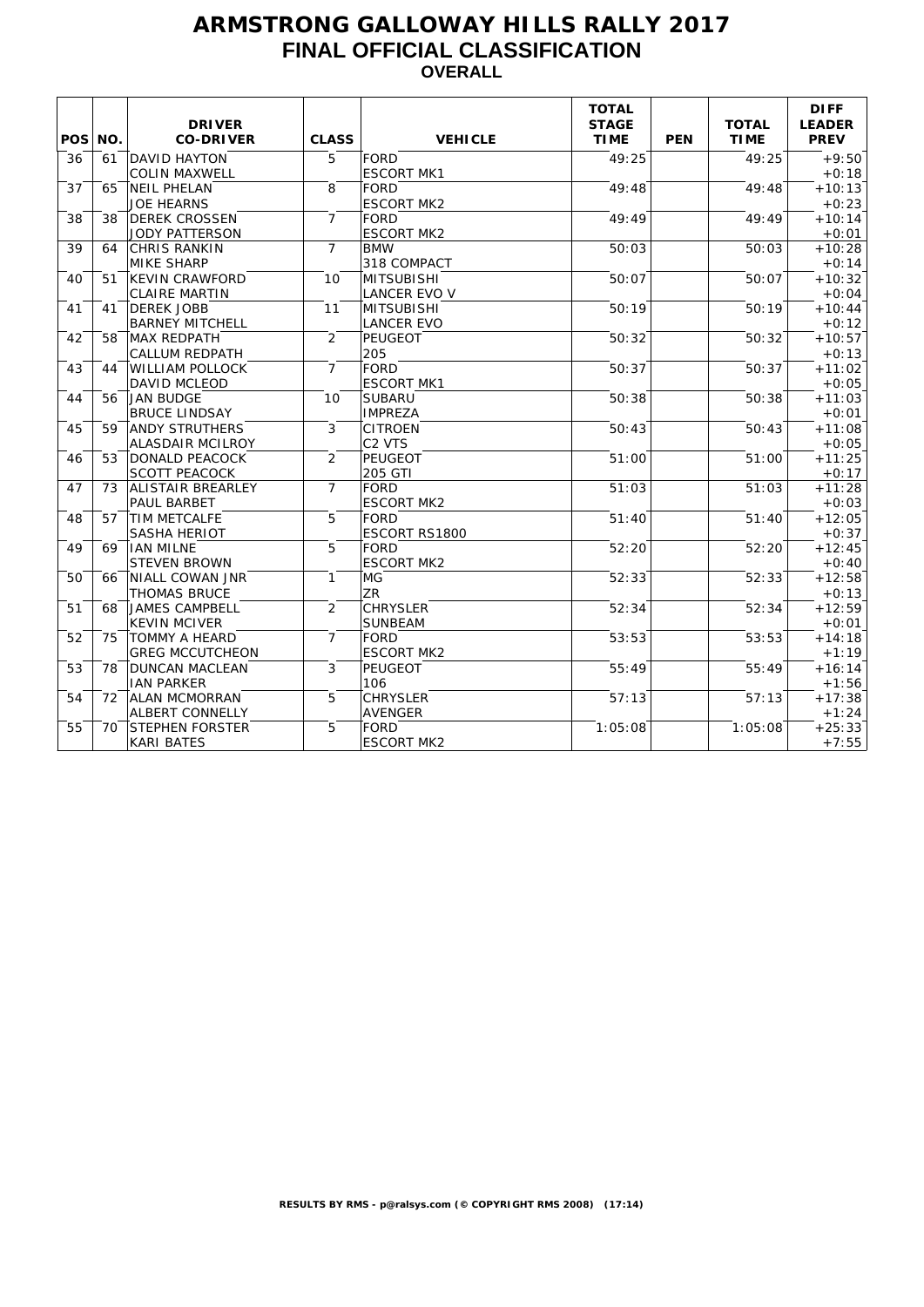# ARMSTRONG GALLOWAY HILLS RALLY 2017

## FINAL OFFICIAL CLASSIFICATION

### OVERALL

| POS | NO. | DRIVER / CO-DRIVER | CLASS | VEHICLE | TOTAL STAGE TIME | PEN | TOTAL TIME | DIFF LEADER / PREV |
|---|---|---|---|---|---|---|---|---|
| 36 | 61 | DAVID HAYTON / COLIN MAXWELL | 5 | FORD ESCORT MK1 | 49:25 | | 49:25 | +9:50 / +0:18 |
| 37 | 65 | NEIL PHELAN / JOE HEARNS | 8 | FORD ESCORT MK2 | 49:48 | | 49:48 | +10:13 / +0:23 |
| 38 | 38 | DEREK CROSSEN / JODY PATTERSON | 7 | FORD ESCORT MK2 | 49:49 | | 49:49 | +10:14 / +0:01 |
| 39 | 64 | CHRIS RANKIN / MIKE SHARP | 7 | BMW 318 COMPACT | 50:03 | | 50:03 | +10:28 / +0:14 |
| 40 | 51 | KEVIN CRAWFORD / CLAIRE MARTIN | 10 | MITSUBISHI LANCER EVO V | 50:07 | | 50:07 | +10:32 / +0:04 |
| 41 | 41 | DEREK JOBB / BARNEY MITCHELL | 11 | MITSUBISHI LANCER EVO | 50:19 | | 50:19 | +10:44 / +0:12 |
| 42 | 58 | MAX REDPATH / CALLUM REDPATH | 2 | PEUGEOT 205 | 50:32 | | 50:32 | +10:57 / +0:13 |
| 43 | 44 | WILLIAM POLLOCK / DAVID MCLEOD | 7 | FORD ESCORT MK1 | 50:37 | | 50:37 | +11:02 / +0:05 |
| 44 | 56 | JAN BUDGE / BRUCE LINDSAY | 10 | SUBARU IMPREZA | 50:38 | | 50:38 | +11:03 / +0:01 |
| 45 | 59 | ANDY STRUTHERS / ALASDAIR MCILROY | 3 | CITROEN C2 VTS | 50:43 | | 50:43 | +11:08 / +0:05 |
| 46 | 53 | DONALD PEACOCK / SCOTT PEACOCK | 2 | PEUGEOT 205 GTI | 51:00 | | 51:00 | +11:25 / +0:17 |
| 47 | 73 | ALISTAIR BREARLEY / PAUL BARBET | 7 | FORD ESCORT MK2 | 51:03 | | 51:03 | +11:28 / +0:03 |
| 48 | 57 | TIM METCALFE / SASHA HERIOT | 5 | FORD ESCORT RS1800 | 51:40 | | 51:40 | +12:05 / +0:37 |
| 49 | 69 | IAN MILNE / STEVEN BROWN | 5 | FORD ESCORT MK2 | 52:20 | | 52:20 | +12:45 / +0:40 |
| 50 | 66 | NIALL COWAN JNR / THOMAS BRUCE | 1 | MG ZR | 52:33 | | 52:33 | +12:58 / +0:13 |
| 51 | 68 | JAMES CAMPBELL / KEVIN MCIVER | 2 | CHRYSLER SUNBEAM | 52:34 | | 52:34 | +12:59 / +0:01 |
| 52 | 75 | TOMMY A HEARD / GREG MCCUTCHEON | 7 | FORD ESCORT MK2 | 53:53 | | 53:53 | +14:18 / +1:19 |
| 53 | 78 | DUNCAN MACLEAN / IAN PARKER | 3 | PEUGEOT 106 | 55:49 | | 55:49 | +16:14 / +1:56 |
| 54 | 72 | ALAN MCMORRAN / ALBERT CONNELLY | 5 | CHRYSLER AVENGER | 57:13 | | 57:13 | +17:38 / +1:24 |
| 55 | 70 | STEPHEN FORSTER / KARI BATES | 5 | FORD ESCORT MK2 | 1:05:08 | | 1:05:08 | +25:33 / +7:55 |

RESULTS BY RMS - p@ralsys.com (© COPYRIGHT RMS 2008) (17:14)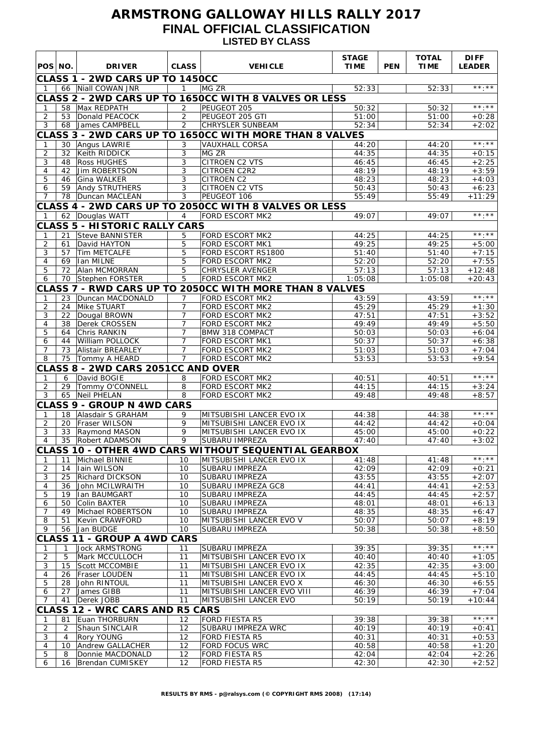# ARMSTRONG GALLOWAY HILLS RALLY 2017

## FINAL OFFICIAL CLASSIFICATION

### LISTED BY CLASS

| POS | NO. | DRIVER | CLASS | VEHICLE | STAGE TIME | PEN | TOTAL TIME | DIFF LEADER |
|---|---|---|---|---|---|---|---|---|
| **CLASS 1 - 2WD CARS UP TO 1450CC** | | | | | | | | |
| 1 | 66 | Niall COWAN JNR | 1 | MG ZR | 52:33 | | 52:33 | **:** |
| **CLASS 2 - 2WD CARS UP TO 1650CC WITH 8 VALVES OR LESS** | | | | | | | | |
| 1 | 58 | Max REDPATH | 2 | PEUGEOT 205 | 50:32 | | 50:32 | **:** |
| 2 | 53 | Donald PEACOCK | 2 | PEUGEOT 205 GTI | 51:00 | | 51:00 | +0:28 |
| 3 | 68 | James CAMPBELL | 2 | CHRYSLER SUNBEAM | 52:34 | | 52:34 | +2:02 |
| **CLASS 3 - 2WD CARS UP TO 1650CC WITH MORE THAN 8 VALVES** | | | | | | | | |
| 1 | 30 | Angus LAWRIE | 3 | VAUXHALL CORSA | 44:20 | | 44:20 | **:** |
| 2 | 32 | Keith RIDDICK | 3 | MG ZR | 44:35 | | 44:35 | +0:15 |
| 3 | 48 | Ross HUGHES | 3 | CITROEN C2 VTS | 46:45 | | 46:45 | +2:25 |
| 4 | 42 | Jim ROBERTSON | 3 | CITROEN C2R2 | 48:19 | | 48:19 | +3:59 |
| 5 | 46 | Gina WALKER | 3 | CITROEN C2 | 48:23 | | 48:23 | +4:03 |
| 6 | 59 | Andy STRUTHERS | 3 | CITROEN C2 VTS | 50:43 | | 50:43 | +6:23 |
| 7 | 78 | Duncan MACLEAN | 3 | PEUGEOT 106 | 55:49 | | 55:49 | +11:29 |
| **CLASS 4 - 2WD CARS UP TO 2050CC WITH 8 VALVES OR LESS** | | | | | | | | |
| 1 | 62 | Douglas WATT | 4 | FORD ESCORT MK2 | 49:07 | | 49:07 | **:** |
| **CLASS 5 - HISTORIC RALLY CARS** | | | | | | | | |
| 1 | 21 | Steve BANNISTER | 5 | FORD ESCORT MK2 | 44:25 | | 44:25 | **:** |
| 2 | 61 | David HAYTON | 5 | FORD ESCORT MK1 | 49:25 | | 49:25 | +5:00 |
| 3 | 57 | Tim METCALFE | 5 | FORD ESCORT RS1800 | 51:40 | | 51:40 | +7:15 |
| 4 | 69 | Ian MILNE | 5 | FORD ESCORT MK2 | 52:20 | | 52:20 | +7:55 |
| 5 | 72 | Alan MCMORRAN | 5 | CHRYSLER AVENGER | 57:13 | | 57:13 | +12:48 |
| 6 | 70 | Stephen FORSTER | 5 | FORD ESCORT MK2 | 1:05:08 | | 1:05:08 | +20:43 |
| **CLASS 7 - RWD CARS UP TO 2050CC WITH MORE THAN 8 VALVES** | | | | | | | | |
| 1 | 23 | Duncan MACDONALD | 7 | FORD ESCORT MK2 | 43:59 | | 43:59 | **:** |
| 2 | 24 | Mike STUART | 7 | FORD ESCORT MK2 | 45:29 | | 45:29 | +1:30 |
| 3 | 22 | Dougal BROWN | 7 | FORD ESCORT MK2 | 47:51 | | 47:51 | +3:52 |
| 4 | 38 | Derek CROSSEN | 7 | FORD ESCORT MK2 | 49:49 | | 49:49 | +5:50 |
| 5 | 64 | Chris RANKIN | 7 | BMW 318 COMPACT | 50:03 | | 50:03 | +6:04 |
| 6 | 44 | William POLLOCK | 7 | FORD ESCORT MK1 | 50:37 | | 50:37 | +6:38 |
| 7 | 73 | Alistair BREARLEY | 7 | FORD ESCORT MK2 | 51:03 | | 51:03 | +7:04 |
| 8 | 75 | Tommy A HEARD | 7 | FORD ESCORT MK2 | 53:53 | | 53:53 | +9:54 |
| **CLASS 8 - 2WD CARS 2051CC AND OVER** | | | | | | | | |
| 1 | 6 | David BOGIE | 8 | FORD ESCORT MK2 | 40:51 | | 40:51 | **:** |
| 2 | 29 | Tommy O'CONNELL | 8 | FORD ESCORT MK2 | 44:15 | | 44:15 | +3:24 |
| 3 | 65 | Neil PHELAN | 8 | FORD ESCORT MK2 | 49:48 | | 49:48 | +8:57 |
| **CLASS 9 - GROUP N 4WD CARS** | | | | | | | | |
| 1 | 18 | Alasdair S GRAHAM | 9 | MITSUBISHI LANCER EVO IX | 44:38 | | 44:38 | **:** |
| 2 | 20 | Fraser WILSON | 9 | MITSUBISHI LANCER EVO IX | 44:42 | | 44:42 | +0:04 |
| 3 | 33 | Raymond MASON | 9 | MITSUBISHI LANCER EVO IX | 45:00 | | 45:00 | +0:22 |
| 4 | 35 | Robert ADAMSON | 9 | SUBARU IMPREZA | 47:40 | | 47:40 | +3:02 |
| **CLASS 10 - OTHER 4WD CARS WITHOUT SEQUENTIAL GEARBOX** | | | | | | | | |
| 1 | 11 | Michael BINNIE | 10 | MITSUBISHI LANCER EVO IX | 41:48 | | 41:48 | **:** |
| 2 | 14 | Iain WILSON | 10 | SUBARU IMPREZA | 42:09 | | 42:09 | +0:21 |
| 3 | 25 | Richard DICKSON | 10 | SUBARU IMPREZA | 43:55 | | 43:55 | +2:07 |
| 4 | 36 | John MCILWRAITH | 10 | SUBARU IMPREZA GC8 | 44:41 | | 44:41 | +2:53 |
| 5 | 19 | Ian BAUMGART | 10 | SUBARU IMPREZA | 44:45 | | 44:45 | +2:57 |
| 6 | 50 | Colin BAXTER | 10 | SUBARU IMPREZA | 48:01 | | 48:01 | +6:13 |
| 7 | 49 | Michael ROBERTSON | 10 | SUBARU IMPREZA | 48:35 | | 48:35 | +6:47 |
| 8 | 51 | Kevin CRAWFORD | 10 | MITSUBISHI LANCER EVO V | 50:07 | | 50:07 | +8:19 |
| 9 | 56 | Jan BUDGE | 10 | SUBARU IMPREZA | 50:38 | | 50:38 | +8:50 |
| **CLASS 11 - GROUP A 4WD CARS** | | | | | | | | |
| 1 | 1 | Jock ARMSTRONG | 11 | SUBARU IMPREZA | 39:35 | | 39:35 | **:** |
| 2 | 5 | Mark MCCULLOCH | 11 | MITSUBISHI LANCER EVO IX | 40:40 | | 40:40 | +1:05 |
| 3 | 15 | Scott MCCOMBIE | 11 | MITSUBISHI LANCER EVO IX | 42:35 | | 42:35 | +3:00 |
| 4 | 26 | Fraser LOUDEN | 11 | MITSUBISHI LANCER EVO IX | 44:45 | | 44:45 | +5:10 |
| 5 | 28 | John RINTOUL | 11 | MITSUBISHI LANCER EVO X | 46:30 | | 46:30 | +6:55 |
| 6 | 27 | James GIBB | 11 | MITSUBISHI LANCER EVO VIII | 46:39 | | 46:39 | +7:04 |
| 7 | 41 | Derek JOBB | 11 | MITSUBISHI LANCER EVO | 50:19 | | 50:19 | +10:44 |
| **CLASS 12 - WRC CARS AND R5 CARS** | | | | | | | | |
| 1 | 81 | Euan THORBURN | 12 | FORD FIESTA R5 | 39:38 | | 39:38 | **:** |
| 2 | 2 | Shaun SINCLAIR | 12 | SUBARU IMPREZA WRC | 40:19 | | 40:19 | +0:41 |
| 3 | 4 | Rory YOUNG | 12 | FORD FIESTA R5 | 40:31 | | 40:31 | +0:53 |
| 4 | 10 | Andrew GALLACHER | 12 | FORD FOCUS WRC | 40:58 | | 40:58 | +1:20 |
| 5 | 8 | Donnie MACDONALD | 12 | FORD FIESTA R5 | 42:04 | | 42:04 | +2:26 |
| 6 | 16 | Brendan CUMISKEY | 12 | FORD FIESTA R5 | 42:30 | | 42:30 | +2:52 |

RESULTS BY RMS - p@ralsys.com (© COPYRIGHT RMS 2008) (17:14)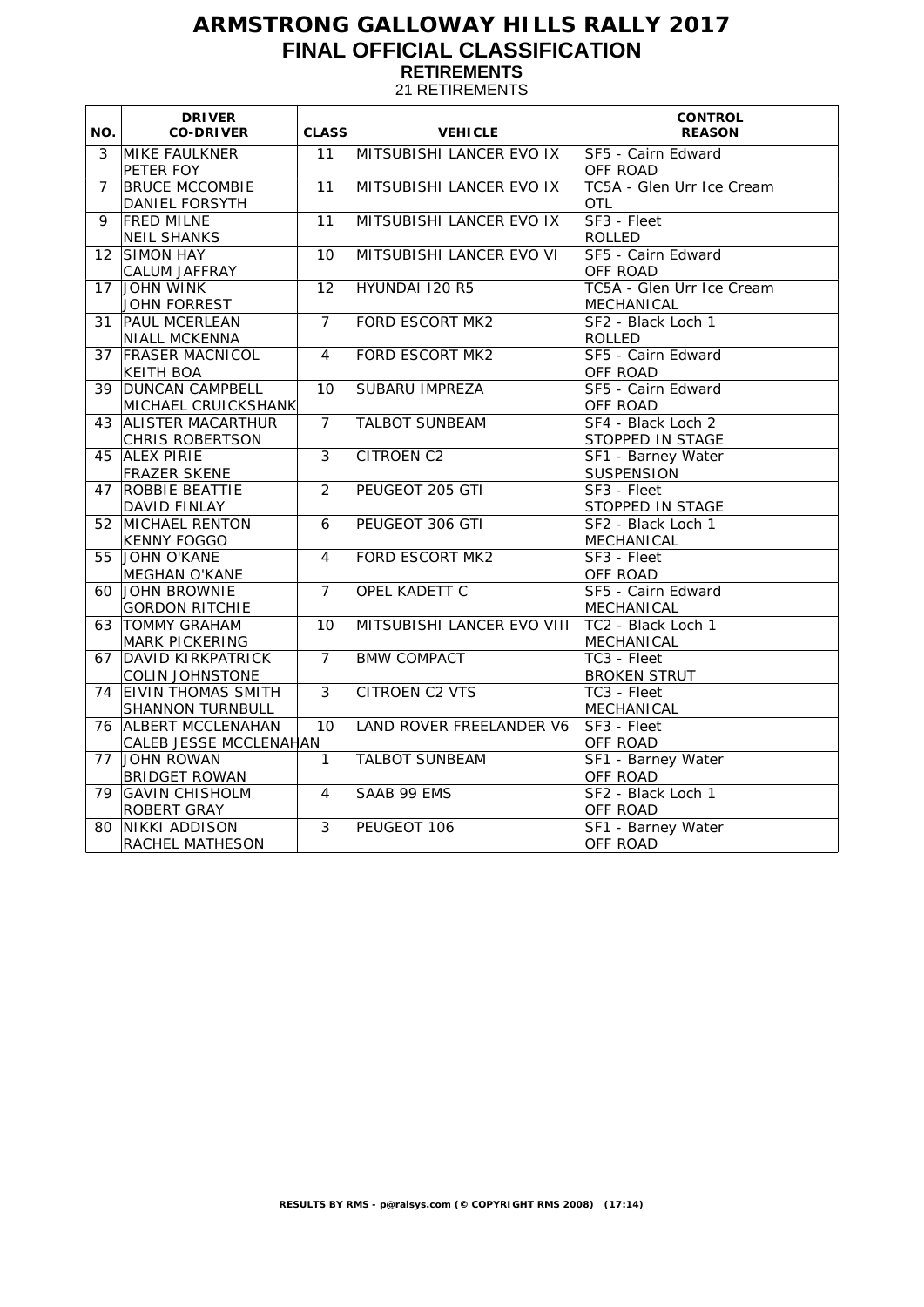# ARMSTRONG GALLOWAY HILLS RALLY 2017

## FINAL OFFICIAL CLASSIFICATION

### RETIREMENTS

21 RETIREMENTS

| NO. | DRIVER<br>CO-DRIVER | CLASS | VEHICLE | CONTROL<br>REASON |
|---|---|---|---|---|
| 3 | MIKE FAULKNER<br>PETER FOY | 11 | MITSUBISHI LANCER EVO IX | SF5 - Cairn Edward<br>OFF ROAD |
| 7 | BRUCE MCCOMBIE<br>DANIEL FORSYTH | 11 | MITSUBISHI LANCER EVO IX | TC5A - Glen Urr Ice Cream<br>OTL |
| 9 | FRED MILNE<br>NEIL SHANKS | 11 | MITSUBISHI LANCER EVO IX | SF3 - Fleet<br>ROLLED |
| 12 | SIMON HAY<br>CALUM JAFFRAY | 10 | MITSUBISHI LANCER EVO VI | SF5 - Cairn Edward<br>OFF ROAD |
| 17 | JOHN WINK<br>JOHN FORREST | 12 | HYUNDAI I20 R5 | TC5A - Glen Urr Ice Cream<br>MECHANICAL |
| 31 | PAUL MCERLEAN<br>NIALL MCKENNA | 7 | FORD ESCORT MK2 | SF2 - Black Loch 1<br>ROLLED |
| 37 | FRASER MACNICOL<br>KEITH BOA | 4 | FORD ESCORT MK2 | SF5 - Cairn Edward<br>OFF ROAD |
| 39 | DUNCAN CAMPBELL<br>MICHAEL CRUICKSHANK | 10 | SUBARU IMPREZA | SF5 - Cairn Edward<br>OFF ROAD |
| 43 | ALISTER MACARTHUR<br>CHRIS ROBERTSON | 7 | TALBOT SUNBEAM | SF4 - Black Loch 2<br>STOPPED IN STAGE |
| 45 | ALEX PIRIE<br>FRAZER SKENE | 3 | CITROEN C2 | SF1 - Barney Water<br>SUSPENSION |
| 47 | ROBBIE BEATTIE<br>DAVID FINLAY | 2 | PEUGEOT 205 GTI | SF3 - Fleet<br>STOPPED IN STAGE |
| 52 | MICHAEL RENTON<br>KENNY FOGGO | 6 | PEUGEOT 306 GTI | SF2 - Black Loch 1<br>MECHANICAL |
| 55 | JOHN O'KANE<br>MEGHAN O'KANE | 4 | FORD ESCORT MK2 | SF3 - Fleet<br>OFF ROAD |
| 60 | JOHN BROWNIE<br>GORDON RITCHIE | 7 | OPEL KADETT C | SF5 - Cairn Edward<br>MECHANICAL |
| 63 | TOMMY GRAHAM<br>MARK PICKERING | 10 | MITSUBISHI LANCER EVO VIII | TC2 - Black Loch 1<br>MECHANICAL |
| 67 | DAVID KIRKPATRICK<br>COLIN JOHNSTONE | 7 | BMW COMPACT | TC3 - Fleet<br>BROKEN STRUT |
| 74 | EIVIN THOMAS SMITH<br>SHANNON TURNBULL | 3 | CITROEN C2 VTS | TC3 - Fleet<br>MECHANICAL |
| 76 | ALBERT MCCLENAHAN<br>CALEB JESSE MCCLENAHAN | 10 | LAND ROVER FREELANDER V6 | SF3 - Fleet<br>OFF ROAD |
| 77 | JOHN ROWAN<br>BRIDGET ROWAN | 1 | TALBOT SUNBEAM | SF1 - Barney Water<br>OFF ROAD |
| 79 | GAVIN CHISHOLM<br>ROBERT GRAY | 4 | SAAB 99 EMS | SF2 - Black Loch 1<br>OFF ROAD |
| 80 | NIKKI ADDISON<br>RACHEL MATHESON | 3 | PEUGEOT 106 | SF1 - Barney Water<br>OFF ROAD |

RESULTS BY RMS - p@ralsys.com (© COPYRIGHT RMS 2008) (17:14)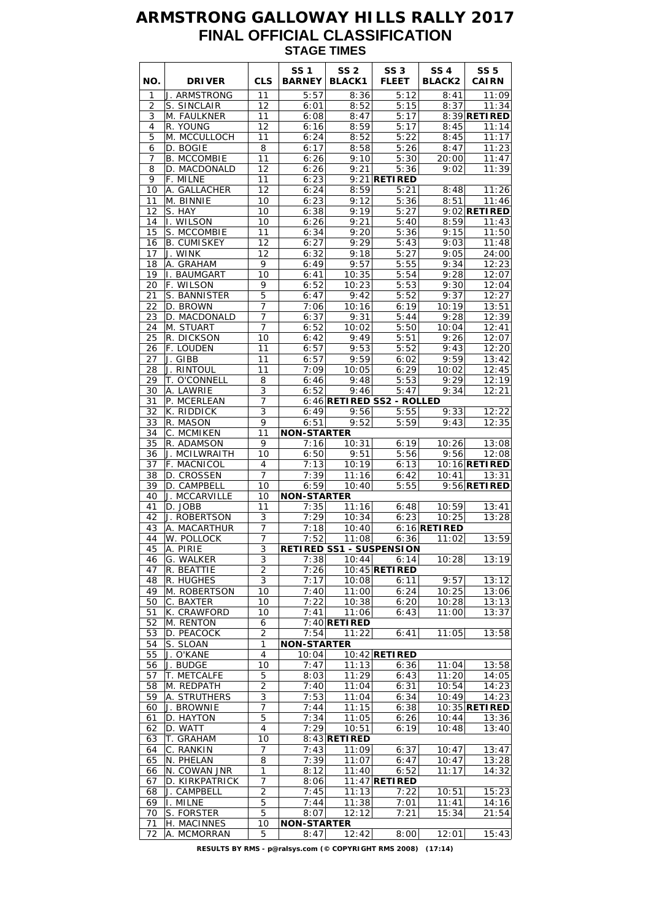# ARMSTRONG GALLOWAY HILLS RALLY 2017

## FINAL OFFICIAL CLASSIFICATION

### STAGE TIMES

| NO. | DRIVER | CLS | SS 1 BARNEY | SS 2 BLACK1 | SS 3 FLEET | SS 4 BLACK2 | SS 5 CAIRN |
|---|---|---|---|---|---|---|---|
| 1 | J. ARMSTRONG | 11 | 5:57 | 8:36 | 5:12 | 8:41 | 11:09 |
| 2 | S. SINCLAIR | 12 | 6:01 | 8:52 | 5:15 | 8:37 | 11:34 |
| 3 | M. FAULKNER | 11 | 6:08 | 8:47 | 5:17 | 8:39 | **RETIRED** |
| 4 | R. YOUNG | 12 | 6:16 | 8:59 | 5:17 | 8:45 | 11:14 |
| 5 | M. MCCULLOCH | 11 | 6:24 | 8:52 | 5:22 | 8:45 | 11:17 |
| 6 | D. BOGIE | 8 | 6:17 | 8:58 | 5:26 | 8:47 | 11:23 |
| 7 | B. MCCOMBIE | 11 | 6:26 | 9:10 | 5:30 | 20:00 | 11:47 |
| 8 | D. MACDONALD | 12 | 6:26 | 9:21 | 5:36 | 9:02 | 11:39 |
| 9 | F. MILNE | 11 | 6:23 | 9:21 | **RETIRED** | | |
| 10 | A. GALLACHER | 12 | 6:24 | 8:59 | 5:21 | 8:48 | 11:26 |
| 11 | M. BINNIE | 10 | 6:23 | 9:12 | 5:36 | 8:51 | 11:46 |
| 12 | S. HAY | 10 | 6:38 | 9:19 | 5:27 | 9:02 | **RETIRED** |
| 14 | I. WILSON | 10 | 6:26 | 9:21 | 5:40 | 8:59 | 11:43 |
| 15 | S. MCCOMBIE | 11 | 6:34 | 9:20 | 5:36 | 9:15 | 11:50 |
| 16 | B. CUMISKEY | 12 | 6:27 | 9:29 | 5:43 | 9:03 | 11:48 |
| 17 | J. WINK | 12 | 6:32 | 9:18 | 5:27 | 9:05 | 24:00 |
| 18 | A. GRAHAM | 9 | 6:49 | 9:57 | 5:55 | 9:34 | 12:23 |
| 19 | I. BAUMGART | 10 | 6:41 | 10:35 | 5:54 | 9:28 | 12:07 |
| 20 | F. WILSON | 9 | 6:52 | 10:23 | 5:53 | 9:30 | 12:04 |
| 21 | S. BANNISTER | 5 | 6:47 | 9:42 | 5:52 | 9:37 | 12:27 |
| 22 | D. BROWN | 7 | 7:06 | 10:16 | 6:19 | 10:19 | 13:51 |
| 23 | D. MACDONALD | 7 | 6:37 | 9:31 | 5:44 | 9:28 | 12:39 |
| 24 | M. STUART | 7 | 6:52 | 10:02 | 5:50 | 10:04 | 12:41 |
| 25 | R. DICKSON | 10 | 6:42 | 9:49 | 5:51 | 9:26 | 12:07 |
| 26 | F. LOUDEN | 11 | 6:57 | 9:53 | 5:52 | 9:43 | 12:20 |
| 27 | J. GIBB | 11 | 6:57 | 9:59 | 6:02 | 9:59 | 13:42 |
| 28 | J. RINTOUL | 11 | 7:09 | 10:05 | 6:29 | 10:02 | 12:45 |
| 29 | T. O'CONNELL | 8 | 6:46 | 9:48 | 5:53 | 9:29 | 12:19 |
| 30 | A. LAWRIE | 3 | 6:52 | 9:46 | 5:47 | 9:34 | 12:21 |
| 31 | P. MCERLEAN | 7 | 6:46 | **RETIRED SS2 - ROLLED** | | | |
| 32 | K. RIDDICK | 3 | 6:49 | 9:56 | 5:55 | 9:33 | 12:22 |
| 33 | R. MASON | 9 | 6:51 | 9:52 | 5:59 | 9:43 | 12:35 |
| 34 | C. MCMIKEN | 11 | **NON-STARTER** | | | | |
| 35 | R. ADAMSON | 9 | 7:16 | 10:31 | 6:19 | 10:26 | 13:08 |
| 36 | J. MCILWRAITH | 10 | 6:50 | 9:51 | 5:56 | 9:56 | 12:08 |
| 37 | F. MACNICOL | 4 | 7:13 | 10:19 | 6:13 | 10:16 | **RETIRED** |
| 38 | D. CROSSEN | 7 | 7:39 | 11:16 | 6:42 | 10:41 | 13:31 |
| 39 | D. CAMPBELL | 10 | 6:59 | 10:40 | 5:55 | 9:56 | **RETIRED** |
| 40 | J. MCCARVILLE | 10 | **NON-STARTER** | | | | |
| 41 | D. JOBB | 11 | 7:35 | 11:16 | 6:48 | 10:59 | 13:41 |
| 42 | J. ROBERTSON | 3 | 7:29 | 10:34 | 6:23 | 10:25 | 13:28 |
| 43 | A. MACARTHUR | 7 | 7:18 | 10:40 | 6:16 | **RETIRED** | |
| 44 | W. POLLOCK | 7 | 7:52 | 11:08 | 6:36 | 11:02 | 13:59 |
| 45 | A. PIRIE | 3 | **RETIRED SS1 - SUSPENSION** | | | | |
| 46 | G. WALKER | 3 | 7:38 | 10:44 | 6:14 | 10:28 | 13:19 |
| 47 | R. BEATTIE | 2 | 7:26 | 10:45 | **RETIRED** | | |
| 48 | R. HUGHES | 3 | 7:17 | 10:08 | 6:11 | 9:57 | 13:12 |
| 49 | M. ROBERTSON | 10 | 7:40 | 11:00 | 6:24 | 10:25 | 13:06 |
| 50 | C. BAXTER | 10 | 7:22 | 10:38 | 6:20 | 10:28 | 13:13 |
| 51 | K. CRAWFORD | 10 | 7:41 | 11:06 | 6:43 | 11:00 | 13:37 |
| 52 | M. RENTON | 6 | 7:40 | **RETIRED** | | | |
| 53 | D. PEACOCK | 2 | 7:54 | 11:22 | 6:41 | 11:05 | 13:58 |
| 54 | S. SLOAN | 1 | **NON-STARTER** | | | | |
| 55 | J. O'KANE | 4 | 10:04 | 10:42 | **RETIRED** | | |
| 56 | J. BUDGE | 10 | 7:47 | 11:13 | 6:36 | 11:04 | 13:58 |
| 57 | T. METCALFE | 5 | 8:03 | 11:29 | 6:43 | 11:20 | 14:05 |
| 58 | M. REDPATH | 2 | 7:40 | 11:04 | 6:31 | 10:54 | 14:23 |
| 59 | A. STRUTHERS | 3 | 7:53 | 11:04 | 6:34 | 10:49 | 14:23 |
| 60 | J. BROWNIE | 7 | 7:44 | 11:15 | 6:38 | 10:35 | **RETIRED** |
| 61 | D. HAYTON | 5 | 7:34 | 11:05 | 6:26 | 10:44 | 13:36 |
| 62 | D. WATT | 4 | 7:29 | 10:51 | 6:19 | 10:48 | 13:40 |
| 63 | T. GRAHAM | 10 | 8:43 | **RETIRED** | | | |
| 64 | C. RANKIN | 7 | 7:43 | 11:09 | 6:37 | 10:47 | 13:47 |
| 65 | N. PHELAN | 8 | 7:39 | 11:07 | 6:47 | 10:47 | 13:28 |
| 66 | N. COWAN JNR | 1 | 8:12 | 11:40 | 6:52 | 11:17 | 14:32 |
| 67 | D. KIRKPATRICK | 7 | 8:06 | 11:47 | **RETIRED** | | |
| 68 | J. CAMPBELL | 2 | 7:45 | 11:13 | 7:22 | 10:51 | 15:23 |
| 69 | I. MILNE | 5 | 7:44 | 11:38 | 7:01 | 11:41 | 14:16 |
| 70 | S. FORSTER | 5 | 8:07 | 12:12 | 7:21 | 15:34 | 21:54 |
| 71 | H. MACINNES | 10 | **NON-STARTER** | | | | |
| 72 | A. MCMORRAN | 5 | 8:47 | 12:42 | 8:00 | 12:01 | 15:43 |

**RESULTS BY RMS - p@ralsys.com (© COPYRIGHT RMS 2008) (17:14)**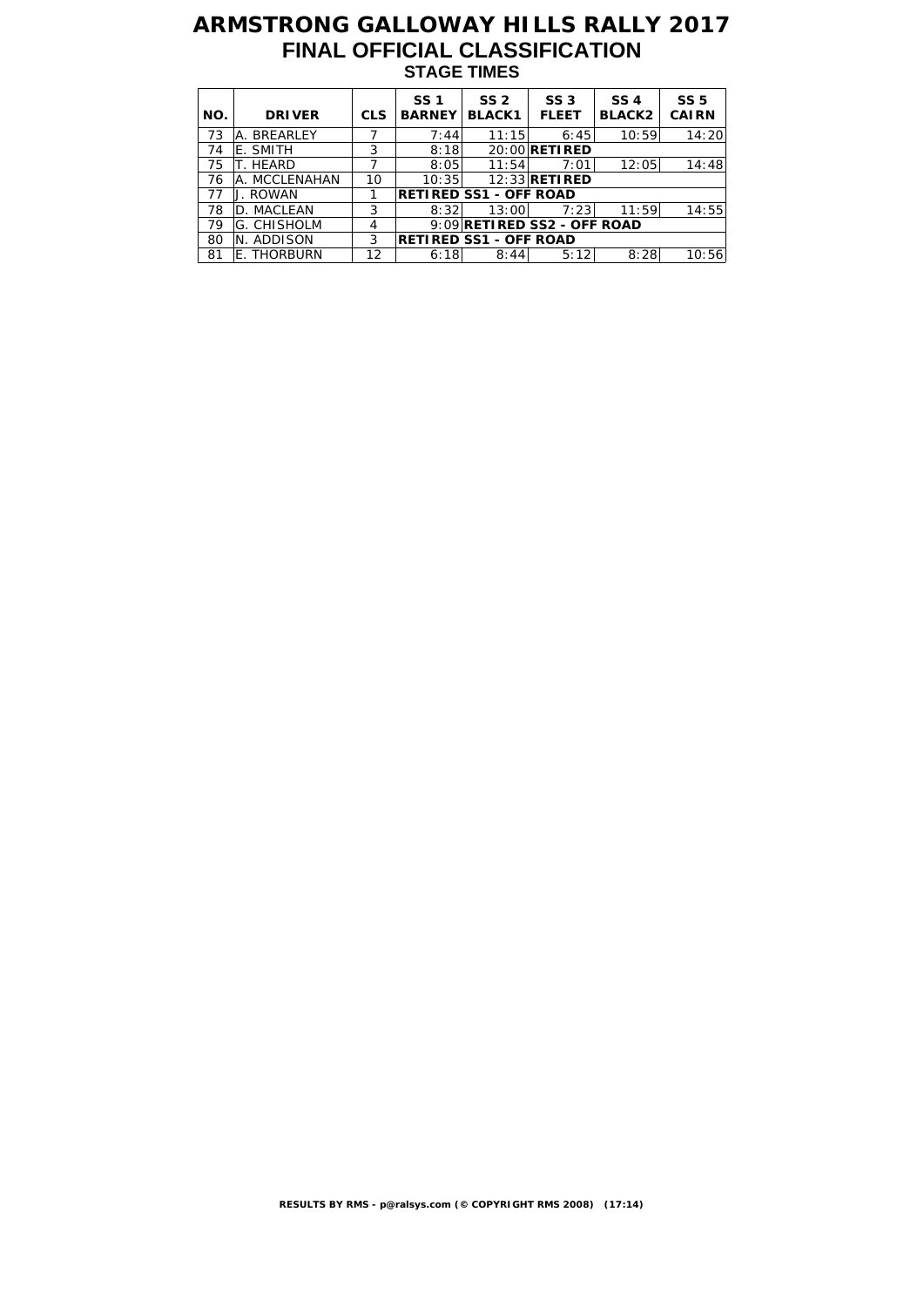# ARMSTRONG GALLOWAY HILLS RALLY 2017

## FINAL OFFICIAL CLASSIFICATION

### STAGE TIMES

| NO. | DRIVER | CLS | SS 1 BARNEY | SS 2 BLACK1 | SS 3 FLEET | SS 4 BLACK2 | SS 5 CAIRN |
|---|---|---|---|---|---|---|---|
| 73 | A. BREARLEY | 7 | 7:44 | 11:15 | 6:45 | 10:59 | 14:20 |
| 74 | E. SMITH | 3 | 8:18 | 20:00 | **RETIRED** | | |
| 75 | T. HEARD | 7 | 8:05 | 11:54 | 7:01 | 12:05 | 14:48 |
| 76 | A. MCCLENAHAN | 10 | 10:35 | 12:33 | **RETIRED** | | |
| 77 | J. ROWAN | 1 | **RETIRED SS1 - OFF ROAD** | | | | |
| 78 | D. MACLEAN | 3 | 8:32 | 13:00 | 7:23 | 11:59 | 14:55 |
| 79 | G. CHISHOLM | 4 | 9:09 | **RETIRED SS2 - OFF ROAD** | | | |
| 80 | N. ADDISON | 3 | **RETIRED SS1 - OFF ROAD** | | | | |
| 81 | E. THORBURN | 12 | 6:18 | 8:44 | 5:12 | 8:28 | 10:56 |

**RESULTS BY RMS - p@ralsys.com (© COPYRIGHT RMS 2008) (17:14)**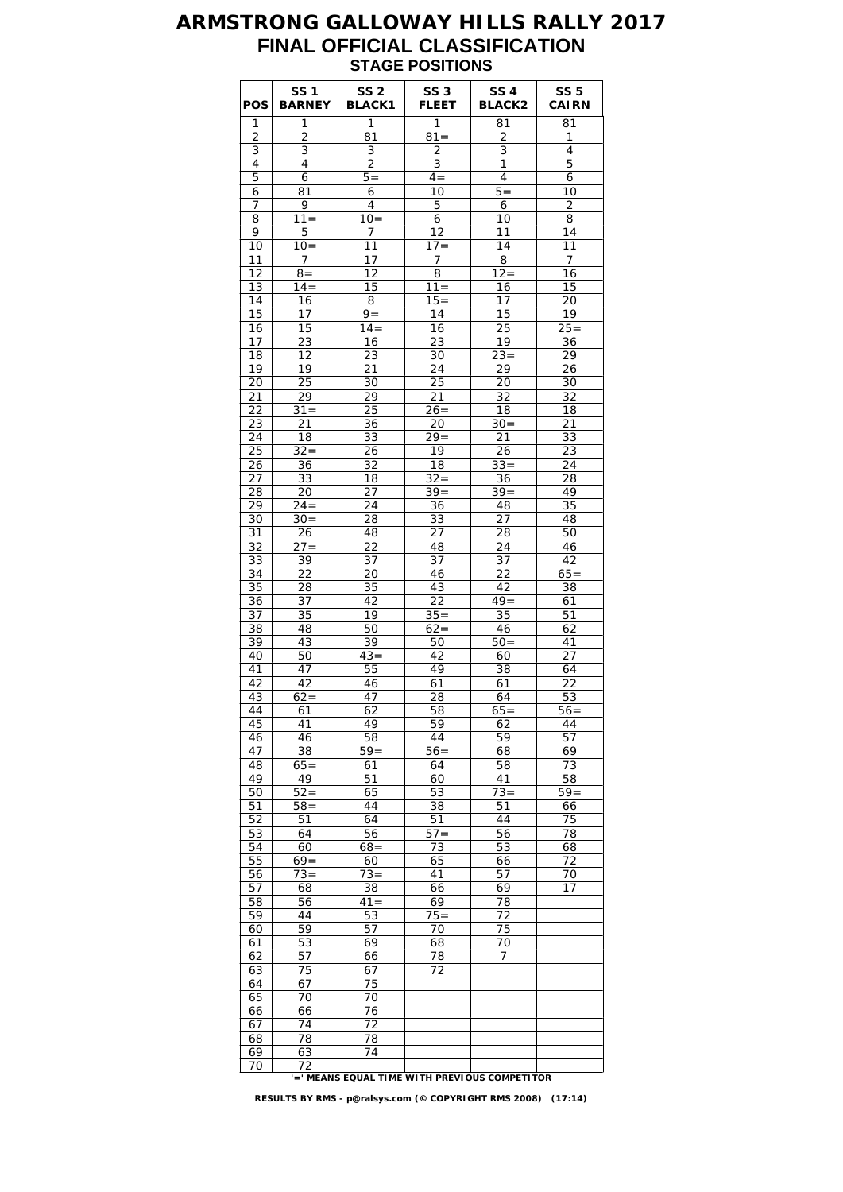# ARMSTRONG GALLOWAY HILLS RALLY 2017

## FINAL OFFICIAL CLASSIFICATION

### STAGE POSITIONS

| POS | SS 1 BARNEY | SS 2 BLACK1 | SS 3 FLEET | SS 4 BLACK2 | SS 5 CAIRN |
|---|---|---|---|---|---|
| 1 | 1 | 1 | 1 | 81 | 81 |
| 2 | 2 | 81 | 81= | 2 | 1 |
| 3 | 3 | 3 | 2 | 3 | 4 |
| 4 | 4 | 2 | 3 | 1 | 5 |
| 5 | 6 | 5= | 4= | 4 | 6 |
| 6 | 81 | 6 | 10 | 5= | 10 |
| 7 | 9 | 4 | 5 | 6 | 2 |
| 8 | 11= | 10= | 6 | 10 | 8 |
| 9 | 5 | 7 | 12 | 11 | 14 |
| 10 | 10= | 11 | 17= | 14 | 11 |
| 11 | 7 | 17 | 7 | 8 | 7 |
| 12 | 8= | 12 | 8 | 12= | 16 |
| 13 | 14= | 15 | 11= | 16 | 15 |
| 14 | 16 | 8 | 15= | 17 | 20 |
| 15 | 17 | 9= | 14 | 15 | 19 |
| 16 | 15 | 14= | 16 | 25 | 25= |
| 17 | 23 | 16 | 23 | 19 | 36 |
| 18 | 12 | 23 | 30 | 23= | 29 |
| 19 | 19 | 21 | 24 | 29 | 26 |
| 20 | 25 | 30 | 25 | 20 | 30 |
| 21 | 29 | 29 | 21 | 32 | 32 |
| 22 | 31= | 25 | 26= | 18 | 18 |
| 23 | 21 | 36 | 20 | 30= | 21 |
| 24 | 18 | 33 | 29= | 21 | 33 |
| 25 | 32= | 26 | 19 | 26 | 23 |
| 26 | 36 | 32 | 18 | 33= | 24 |
| 27 | 33 | 18 | 32= | 36 | 28 |
| 28 | 20 | 27 | 39= | 39= | 49 |
| 29 | 24= | 24 | 36 | 48 | 35 |
| 30 | 30= | 28 | 33 | 27 | 48 |
| 31 | 26 | 48 | 27 | 28 | 50 |
| 32 | 27= | 22 | 48 | 24 | 46 |
| 33 | 39 | 37 | 37 | 37 | 42 |
| 34 | 22 | 20 | 46 | 22 | 65= |
| 35 | 28 | 35 | 43 | 42 | 38 |
| 36 | 37 | 42 | 22 | 49= | 61 |
| 37 | 35 | 19 | 35= | 35 | 51 |
| 38 | 48 | 50 | 62= | 46 | 62 |
| 39 | 43 | 39 | 50 | 50= | 41 |
| 40 | 50 | 43= | 42 | 60 | 27 |
| 41 | 47 | 55 | 49 | 38 | 64 |
| 42 | 42 | 46 | 61 | 61 | 22 |
| 43 | 62= | 47 | 28 | 64 | 53 |
| 44 | 61 | 62 | 58 | 65= | 56= |
| 45 | 41 | 49 | 59 | 62 | 44 |
| 46 | 46 | 58 | 44 | 59 | 57 |
| 47 | 38 | 59= | 56= | 68 | 69 |
| 48 | 65= | 61 | 64 | 58 | 73 |
| 49 | 49 | 51 | 60 | 41 | 58 |
| 50 | 52= | 65 | 53 | 73= | 59= |
| 51 | 58= | 44 | 38 | 51 | 66 |
| 52 | 51 | 64 | 51 | 44 | 75 |
| 53 | 64 | 56 | 57= | 56 | 78 |
| 54 | 60 | 68= | 73 | 53 | 68 |
| 55 | 69= | 60 | 65 | 66 | 72 |
| 56 | 73= | 73= | 41 | 57 | 70 |
| 57 | 68 | 38 | 66 | 69 | 17 |
| 58 | 56 | 41= | 69 | 78 | |
| 59 | 44 | 53 | 75= | 72 | |
| 60 | 59 | 57 | 70 | 75 | |
| 61 | 53 | 69 | 68 | 70 | |
| 62 | 57 | 66 | 78 | 7 | |
| 63 | 75 | 67 | 72 | | |
| 64 | 67 | 75 | | | |
| 65 | 70 | 70 | | | |
| 66 | 66 | 76 | | | |
| 67 | 74 | 72 | | | |
| 68 | 78 | 78 | | | |
| 69 | 63 | 74 | | | |
| 70 | 72 | | | | |

**'=' MEANS EQUAL TIME WITH PREVIOUS COMPETITOR**

**RESULTS BY RMS - p@ralsys.com (© COPYRIGHT RMS 2008) (17:14)**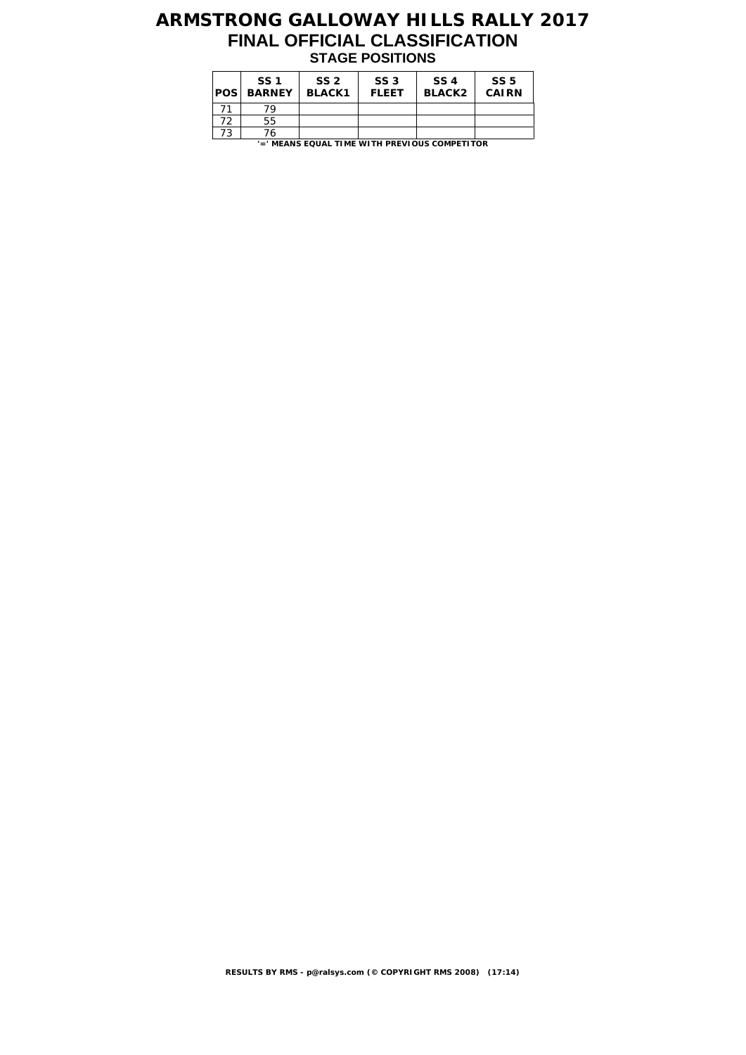# ARMSTRONG GALLOWAY HILLS RALLY 2017

## FINAL OFFICIAL CLASSIFICATION

### STAGE POSITIONS

| POS | SS 1 BARNEY | SS 2 BLACK1 | SS 3 FLEET | SS 4 BLACK2 | SS 5 CAIRN |
|---|---|---|---|---|---|
| 71 | 79 | | | | |
| 72 | 55 | | | | |
| 73 | 76 | | | | |

**'=' MEANS EQUAL TIME WITH PREVIOUS COMPETITOR**

**RESULTS BY RMS - p@ralsys.com (© COPYRIGHT RMS 2008) (17:14)**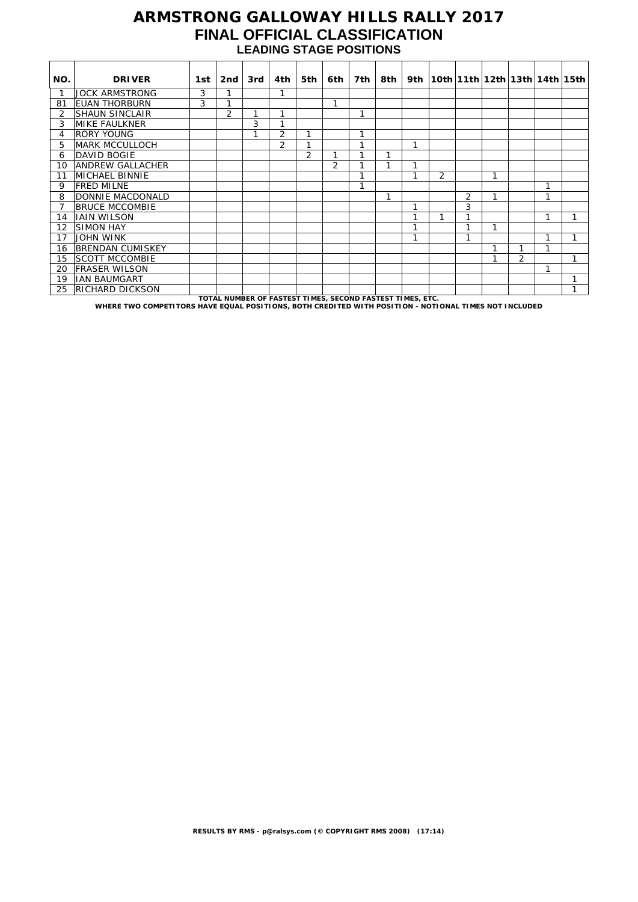# ARMSTRONG GALLOWAY HILLS RALLY 2017

## FINAL OFFICIAL CLASSIFICATION

### LEADING STAGE POSITIONS

| NO. | DRIVER | 1st | 2nd | 3rd | 4th | 5th | 6th | 7th | 8th | 9th | 10th | 11th | 12th | 13th | 14th | 15th |
|---|---|---|---|---|---|---|---|---|---|---|---|---|---|---|---|---|
| 1 | JOCK ARMSTRONG | 3 | 1 | | 1 | | | | | | | | | | | |
| 81 | EUAN THORBURN | 3 | 1 | | | | 1 | | | | | | | | | |
| 2 | SHAUN SINCLAIR | | 2 | 1 | 1 | | | 1 | | | | | | | | |
| 3 | MIKE FAULKNER | | | 3 | 1 | | | | | | | | | | | |
| 4 | RORY YOUNG | | | 1 | 2 | 1 | | 1 | | | | | | | | |
| 5 | MARK MCCULLOCH | | | | 2 | 1 | | 1 | | 1 | | | | | | |
| 6 | DAVID BOGIE | | | | | 2 | 1 | 1 | 1 | | | | | | | |
| 10 | ANDREW GALLACHER | | | | | | 2 | 1 | 1 | 1 | | | | | | |
| 11 | MICHAEL BINNIE | | | | | | | 1 | | 1 | 2 | | 1 | | | |
| 9 | FRED MILNE | | | | | | | 1 | | | | | | | 1 | |
| 8 | DONNIE MACDONALD | | | | | | | | 1 | | | 2 | 1 | | 1 | |
| 7 | BRUCE MCCOMBIE | | | | | | | | | 1 | | 3 | | | | |
| 14 | IAIN WILSON | | | | | | | | | 1 | 1 | 1 | | | 1 | 1 |
| 12 | SIMON HAY | | | | | | | | | 1 | | 1 | 1 | | | |
| 17 | JOHN WINK | | | | | | | | | 1 | | 1 | | | 1 | 1 |
| 16 | BRENDAN CUMISKEY | | | | | | | | | | | | 1 | 1 | 1 | |
| 15 | SCOTT MCCOMBIE | | | | | | | | | | | | 1 | 2 | | 1 |
| 20 | FRASER WILSON | | | | | | | | | | | | | | 1 | |
| 19 | IAN BAUMGART | | | | | | | | | | | | | | | 1 |
| 25 | RICHARD DICKSON | | | | | | | | | | | | | | | 1 |

**TOTAL NUMBER OF FASTEST TIMES, SECOND FASTEST TIMES, ETC.**

**WHERE TWO COMPETITORS HAVE EQUAL POSITIONS, BOTH CREDITED WITH POSITION - NOTIONAL TIMES NOT INCLUDED**

**RESULTS BY RMS - p@ralsys.com (© COPYRIGHT RMS 2008) (17:14)**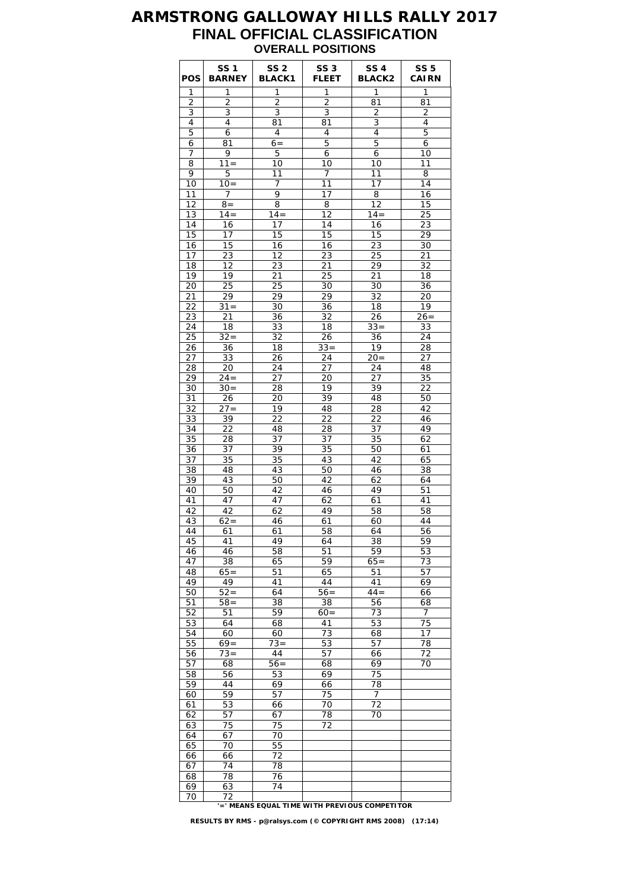# ARMSTRONG GALLOWAY HILLS RALLY 2017

## FINAL OFFICIAL CLASSIFICATION

### OVERALL POSITIONS

| POS | SS 1 BARNEY | SS 2 BLACK1 | SS 3 FLEET | SS 4 BLACK2 | SS 5 CAIRN |
|---|---|---|---|---|---|
| 1 | 1 | 1 | 1 | 1 | 1 |
| 2 | 2 | 2 | 2 | 81 | 81 |
| 3 | 3 | 3 | 3 | 2 | 2 |
| 4 | 4 | 81 | 81 | 3 | 4 |
| 5 | 6 | 4 | 4 | 4 | 5 |
| 6 | 81 | 6= | 5 | 5 | 6 |
| 7 | 9 | 5 | 6 | 6 | 10 |
| 8 | 11= | 10 | 10 | 10 | 11 |
| 9 | 5 | 11 | 7 | 11 | 8 |
| 10 | 10= | 7 | 11 | 17 | 14 |
| 11 | 7 | 9 | 17 | 8 | 16 |
| 12 | 8= | 8 | 8 | 12 | 15 |
| 13 | 14= | 14= | 12 | 14= | 25 |
| 14 | 16 | 17 | 14 | 16 | 23 |
| 15 | 17 | 15 | 15 | 15 | 29 |
| 16 | 15 | 16 | 16 | 23 | 30 |
| 17 | 23 | 12 | 23 | 25 | 21 |
| 18 | 12 | 23 | 21 | 29 | 32 |
| 19 | 19 | 21 | 25 | 21 | 18 |
| 20 | 25 | 25 | 30 | 30 | 36 |
| 21 | 29 | 29 | 29 | 32 | 20 |
| 22 | 31= | 30 | 36 | 18 | 19 |
| 23 | 21 | 36 | 32 | 26 | 26= |
| 24 | 18 | 33 | 18 | 33= | 33 |
| 25 | 32= | 32 | 26 | 36 | 24 |
| 26 | 36 | 18 | 33= | 19 | 28 |
| 27 | 33 | 26 | 24 | 20= | 27 |
| 28 | 20 | 24 | 27 | 24 | 48 |
| 29 | 24= | 27 | 20 | 27 | 35 |
| 30 | 30= | 28 | 19 | 39 | 22 |
| 31 | 26 | 20 | 39 | 48 | 50 |
| 32 | 27= | 19 | 48 | 28 | 42 |
| 33 | 39 | 22 | 22 | 22 | 46 |
| 34 | 22 | 48 | 28 | 37 | 49 |
| 35 | 28 | 37 | 37 | 35 | 62 |
| 36 | 37 | 39 | 35 | 50 | 61 |
| 37 | 35 | 35 | 43 | 42 | 65 |
| 38 | 48 | 43 | 50 | 46 | 38 |
| 39 | 43 | 50 | 42 | 62 | 64 |
| 40 | 50 | 42 | 46 | 49 | 51 |
| 41 | 47 | 47 | 62 | 61 | 41 |
| 42 | 42 | 62 | 49 | 58 | 58 |
| 43 | 62= | 46 | 61 | 60 | 44 |
| 44 | 61 | 61 | 58 | 64 | 56 |
| 45 | 41 | 49 | 64 | 38 | 59 |
| 46 | 46 | 58 | 51 | 59 | 53 |
| 47 | 38 | 65 | 59 | 65= | 73 |
| 48 | 65= | 51 | 65 | 51 | 57 |
| 49 | 49 | 41 | 44 | 41 | 69 |
| 50 | 52= | 64 | 56= | 44= | 66 |
| 51 | 58= | 38 | 38 | 56 | 68 |
| 52 | 51 | 59 | 60= | 73 | 7 |
| 53 | 64 | 68 | 41 | 53 | 75 |
| 54 | 60 | 60 | 73 | 68 | 17 |
| 55 | 69= | 73= | 53 | 57 | 78 |
| 56 | 73= | 44 | 57 | 66 | 72 |
| 57 | 68 | 56= | 68 | 69 | 70 |
| 58 | 56 | 53 | 69 | 75 | |
| 59 | 44 | 69 | 66 | 78 | |
| 60 | 59 | 57 | 75 | 7 | |
| 61 | 53 | 66 | 70 | 72 | |
| 62 | 57 | 67 | 78 | 70 | |
| 63 | 75 | 75 | 72 | | |
| 64 | 67 | 70 | | | |
| 65 | 70 | 55 | | | |
| 66 | 66 | 72 | | | |
| 67 | 74 | 78 | | | |
| 68 | 78 | 76 | | | |
| 69 | 63 | 74 | | | |
| 70 | 72 | | | | |

**'=' MEANS EQUAL TIME WITH PREVIOUS COMPETITOR**

**RESULTS BY RMS - p@ralsys.com (© COPYRIGHT RMS 2008) (17:14)**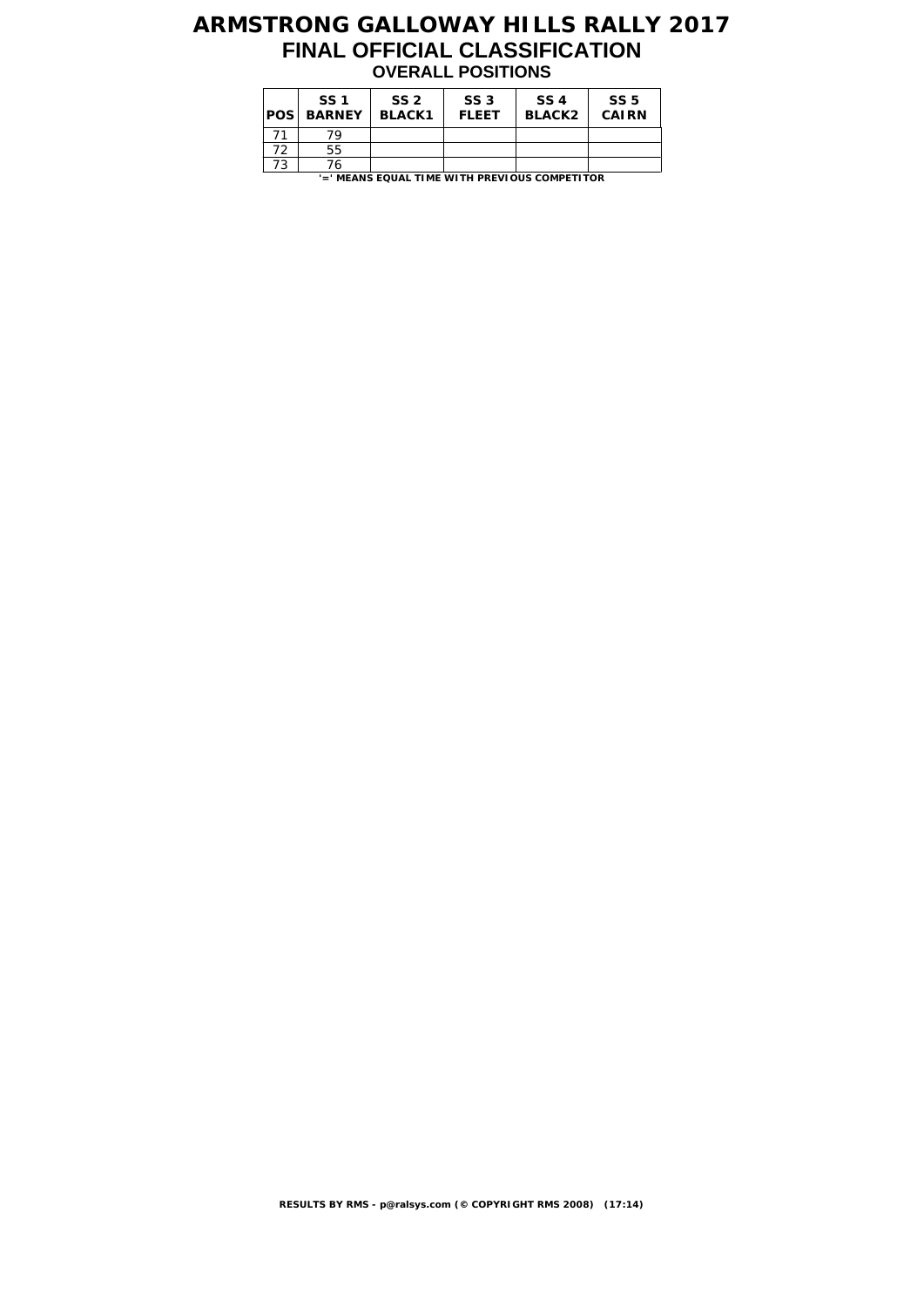# ARMSTRONG GALLOWAY HILLS RALLY 2017

## FINAL OFFICIAL CLASSIFICATION

### OVERALL POSITIONS

| POS | SS 1 BARNEY | SS 2 BLACK1 | SS 3 FLEET | SS 4 BLACK2 | SS 5 CAIRN |
|---|---|---|---|---|---|
| 71 | 79 | | | | |
| 72 | 55 | | | | |
| 73 | 76 | | | | |

**'=' MEANS EQUAL TIME WITH PREVIOUS COMPETITOR**

**RESULTS BY RMS - p@ralsys.com (© COPYRIGHT RMS 2008) (17:14)**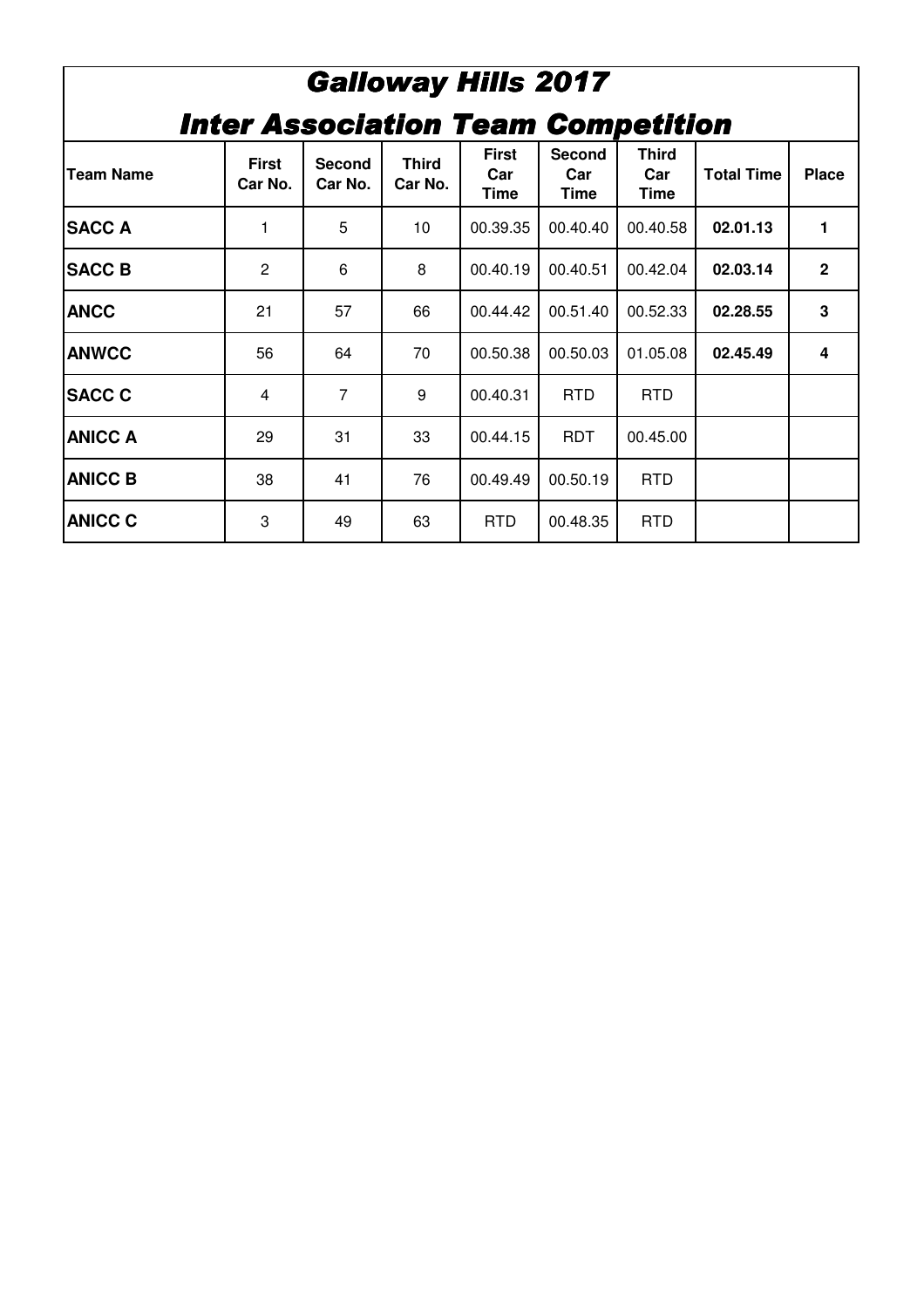# Galloway Hills 2017

## Inter Association Team Competition

| Team Name | First Car No. | Second Car No. | Third Car No. | First Car Time | Second Car Time | Third Car Time | Total Time | Place |
|---|---|---|---|---|---|---|---|---|
| **SACC A** | 1 | 5 | 10 | 00.39.35 | 00.40.40 | 00.40.58 | **02.01.13** | **1** |
| **SACC B** | 2 | 6 | 8 | 00.40.19 | 00.40.51 | 00.42.04 | **02.03.14** | **2** |
| **ANCC** | 21 | 57 | 66 | 00.44.42 | 00.51.40 | 00.52.33 | **02.28.55** | **3** |
| **ANWCC** | 56 | 64 | 70 | 00.50.38 | 00.50.03 | 01.05.08 | **02.45.49** | **4** |
| **SACC C** | 4 | 7 | 9 | 00.40.31 | RTD | RTD | | |
| **ANICC A** | 29 | 31 | 33 | 00.44.15 | RDT | 00.45.00 | | |
| **ANICC B** | 38 | 41 | 76 | 00.49.49 | 00.50.19 | RTD | | |
| **ANICC C** | 3 | 49 | 63 | RTD | 00.48.35 | RTD | | |